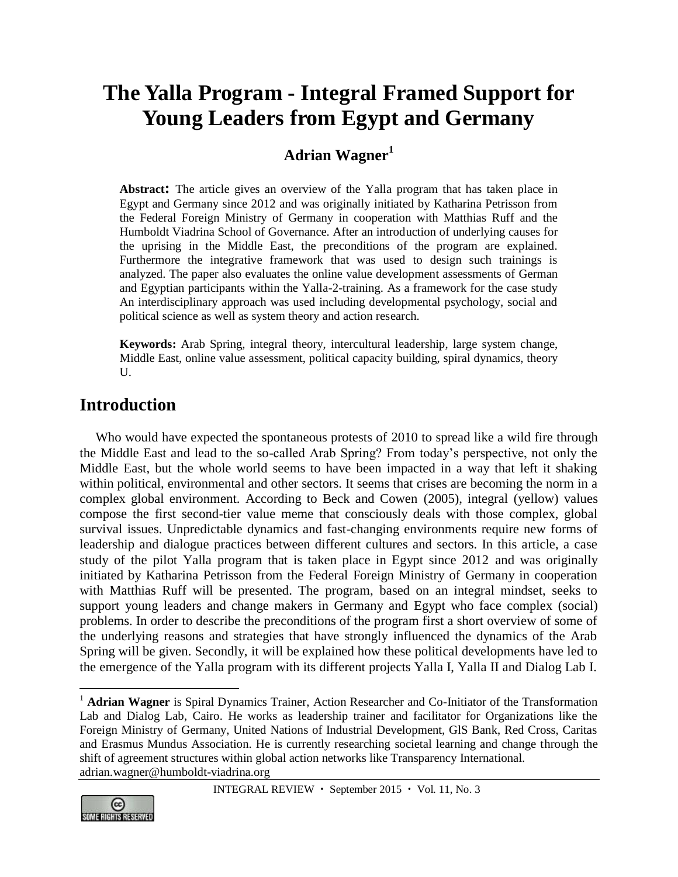# The Yalla Program - Integral Framed Support for Young Leaders from Egypt and Germany

**Adrian Wagner**[1]

**Abstract:** The article gives an overview of the Yalla program that has taken place in Egypt and Germany since 2012 and was originally initiated by Katharina Petrisson from the Federal Foreign Ministry of Germany in cooperation with Matthias Ruff and the Humboldt Viadrina School of Governance. After an introduction of underlying causes for the uprising in the Middle East, the preconditions of the program are explained. Furthermore the integrative framework that was used to design such trainings is analyzed. The paper also evaluates the online value development assessments of German and Egyptian participants within the Yalla-2-training. As a framework for the case study An interdisciplinary approach was used including developmental psychology, social and political science as well as system theory and action research.

**Keywords:** Arab Spring, integral theory, intercultural leadership, large system change, Middle East, online value assessment, political capacity building, spiral dynamics, theory U.

## Introduction

Who would have expected the spontaneous protests of 2010 to spread like a wild fire through the Middle East and lead to the so-called Arab Spring? From today's perspective, not only the Middle East, but the whole world seems to have been impacted in a way that left it shaking within political, environmental and other sectors. It seems that crises are becoming the norm in a complex global environment. According to Beck and Cowen (2005), integral (yellow) values compose the first second-tier value meme that consciously deals with those complex, global survival issues. Unpredictable dynamics and fast-changing environments require new forms of leadership and dialogue practices between different cultures and sectors. In this article, a case study of the pilot Yalla program that is taken place in Egypt since 2012 and was originally initiated by Katharina Petrisson from the Federal Foreign Ministry of Germany in cooperation with Matthias Ruff will be presented. The program, based on an integral mindset, seeks to support young leaders and change makers in Germany and Egypt who face complex (social) problems. In order to describe the preconditions of the program first a short overview of some of the underlying reasons and strategies that have strongly influenced the dynamics of the Arab Spring will be given. Secondly, it will be explained how these political developments have led to the emergence of the Yalla program with its different projects Yalla I, Yalla II and Dialog Lab I.

---

[1] **Adrian Wagner** is Spiral Dynamics Trainer, Action Researcher and Co-Initiator of the Transformation Lab and Dialog Lab, Cairo. He works as leadership trainer and facilitator for Organizations like the Foreign Ministry of Germany, United Nations of Industrial Development, GlS Bank, Red Cross, Caritas and Erasmus Mundus Association. He is currently researching societal learning and change through the shift of agreement structures within global action networks like Transparency International. adrian.wagner@humboldt-viadrina.org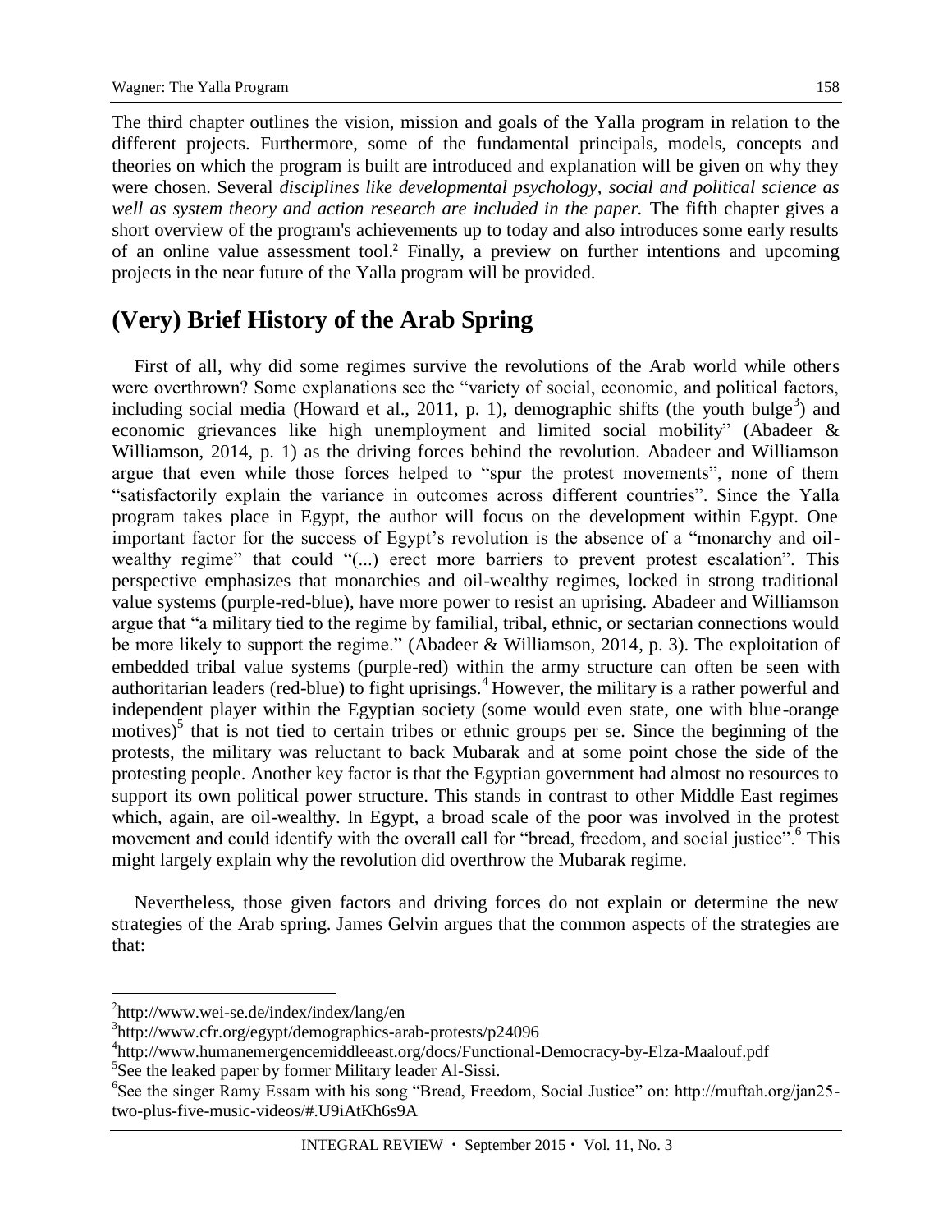The third chapter outlines the vision, mission and goals of the Yalla program in relation to the different projects. Furthermore, some of the fundamental principals, models, concepts and theories on which the program is built are introduced and explanation will be given on why they were chosen. Several *disciplines like developmental psychology, social and political science as well as system theory and action research are included in the paper.* The fifth chapter gives a short overview of the program's achievements up to today and also introduces some early results of an online value assessment tool.[2] Finally, a preview on further intentions and upcoming projects in the near future of the Yalla program will be provided.

## (Very) Brief History of the Arab Spring

First of all, why did some regimes survive the revolutions of the Arab world while others were overthrown? Some explanations see the "variety of social, economic, and political factors, including social media (Howard et al., 2011, p. 1), demographic shifts (the youth bulge[3]) and economic grievances like high unemployment and limited social mobility" (Abadeer & Williamson, 2014, p. 1) as the driving forces behind the revolution. Abadeer and Williamson argue that even while those forces helped to "spur the protest movements", none of them "satisfactorily explain the variance in outcomes across different countries". Since the Yalla program takes place in Egypt, the author will focus on the development within Egypt. One important factor for the success of Egypt's revolution is the absence of a "monarchy and oil-wealthy regime" that could "(...) erect more barriers to prevent protest escalation". This perspective emphasizes that monarchies and oil-wealthy regimes, locked in strong traditional value systems (purple-red-blue), have more power to resist an uprising. Abadeer and Williamson argue that "a military tied to the regime by familial, tribal, ethnic, or sectarian connections would be more likely to support the regime." (Abadeer & Williamson, 2014, p. 3). The exploitation of embedded tribal value systems (purple-red) within the army structure can often be seen with authoritarian leaders (red-blue) to fight uprisings.[4] However, the military is a rather powerful and independent player within the Egyptian society (some would even state, one with blue-orange motives)[5] that is not tied to certain tribes or ethnic groups per se. Since the beginning of the protests, the military was reluctant to back Mubarak and at some point chose the side of the protesting people. Another key factor is that the Egyptian government had almost no resources to support its own political power structure. This stands in contrast to other Middle East regimes which, again, are oil-wealthy. In Egypt, a broad scale of the poor was involved in the protest movement and could identify with the overall call for "bread, freedom, and social justice".[6] This might largely explain why the revolution did overthrow the Mubarak regime.

Nevertheless, those given factors and driving forces do not explain or determine the new strategies of the Arab spring. James Gelvin argues that the common aspects of the strategies are that:

---

[2] http://www.wei-se.de/index/index/lang/en

[3] http://www.cfr.org/egypt/demographics-arab-protests/p24096

[4] http://www.humanemergencemiddleeast.org/docs/Functional-Democracy-by-Elza-Maalouf.pdf

[5] See the leaked paper by former Military leader Al-Sissi.

[6] See the singer Ramy Essam with his song "Bread, Freedom, Social Justice" on: http://muftah.org/jan25-two-plus-five-music-videos/#.U9iAtKh6s9A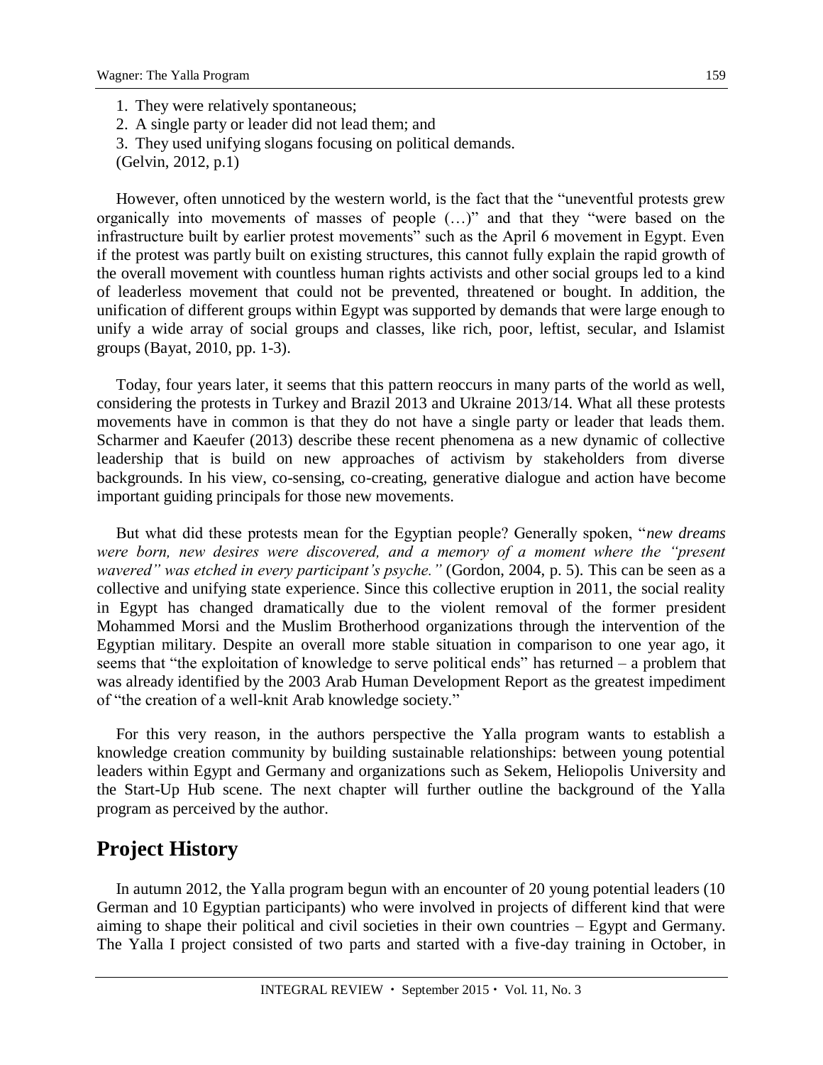1. They were relatively spontaneous;
2. A single party or leader did not lead them; and
3. They used unifying slogans focusing on political demands.

(Gelvin, 2012, p.1)

However, often unnoticed by the western world, is the fact that the "uneventful protests grew organically into movements of masses of people (…)" and that they "were based on the infrastructure built by earlier protest movements" such as the April 6 movement in Egypt. Even if the protest was partly built on existing structures, this cannot fully explain the rapid growth of the overall movement with countless human rights activists and other social groups led to a kind of leaderless movement that could not be prevented, threatened or bought. In addition, the unification of different groups within Egypt was supported by demands that were large enough to unify a wide array of social groups and classes, like rich, poor, leftist, secular, and Islamist groups (Bayat, 2010, pp. 1-3).

Today, four years later, it seems that this pattern reoccurs in many parts of the world as well, considering the protests in Turkey and Brazil 2013 and Ukraine 2013/14. What all these protests movements have in common is that they do not have a single party or leader that leads them. Scharmer and Kaeufer (2013) describe these recent phenomena as a new dynamic of collective leadership that is build on new approaches of activism by stakeholders from diverse backgrounds. In his view, co-sensing, co-creating, generative dialogue and action have become important guiding principals for those new movements.

But what did these protests mean for the Egyptian people? Generally spoken, "*new dreams were born, new desires were discovered, and a memory of a moment where the "present wavered" was etched in every participant's psyche."* (Gordon, 2004, p. 5). This can be seen as a collective and unifying state experience. Since this collective eruption in 2011, the social reality in Egypt has changed dramatically due to the violent removal of the former president Mohammed Morsi and the Muslim Brotherhood organizations through the intervention of the Egyptian military. Despite an overall more stable situation in comparison to one year ago, it seems that "the exploitation of knowledge to serve political ends" has returned – a problem that was already identified by the 2003 Arab Human Development Report as the greatest impediment of "the creation of a well-knit Arab knowledge society."

For this very reason, in the authors perspective the Yalla program wants to establish a knowledge creation community by building sustainable relationships: between young potential leaders within Egypt and Germany and organizations such as Sekem, Heliopolis University and the Start-Up Hub scene. The next chapter will further outline the background of the Yalla program as perceived by the author.

## Project History

In autumn 2012, the Yalla program begun with an encounter of 20 young potential leaders (10 German and 10 Egyptian participants) who were involved in projects of different kind that were aiming to shape their political and civil societies in their own countries – Egypt and Germany. The Yalla I project consisted of two parts and started with a five-day training in October, in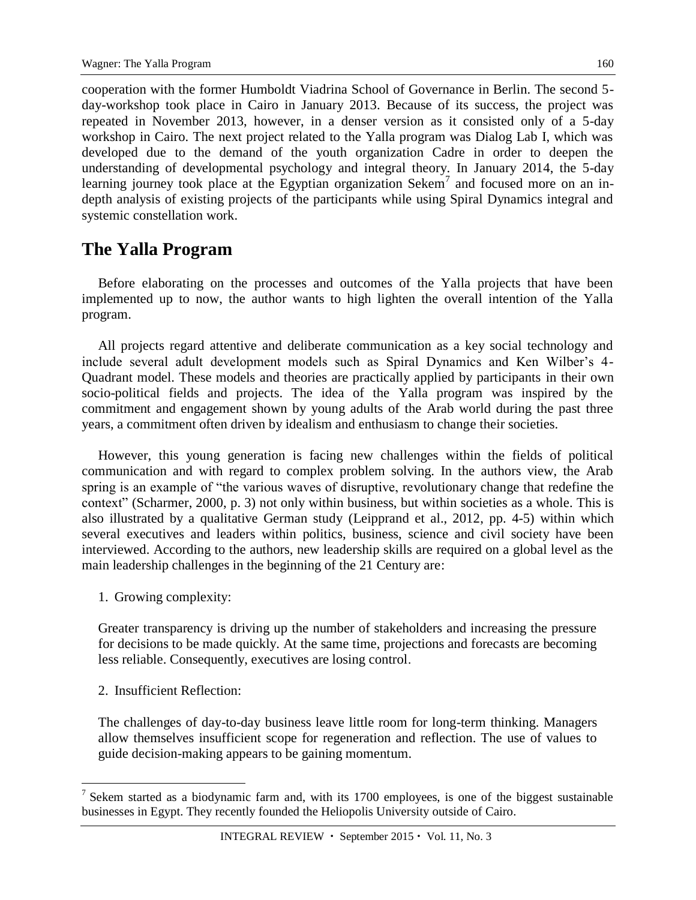cooperation with the former Humboldt Viadrina School of Governance in Berlin. The second 5-day-workshop took place in Cairo in January 2013. Because of its success, the project was repeated in November 2013, however, in a denser version as it consisted only of a 5-day workshop in Cairo. The next project related to the Yalla program was Dialog Lab I, which was developed due to the demand of the youth organization Cadre in order to deepen the understanding of developmental psychology and integral theory. In January 2014, the 5-day learning journey took place at the Egyptian organization Sekem[7] and focused more on an in-depth analysis of existing projects of the participants while using Spiral Dynamics integral and systemic constellation work.

## The Yalla Program

Before elaborating on the processes and outcomes of the Yalla projects that have been implemented up to now, the author wants to high lighten the overall intention of the Yalla program.

All projects regard attentive and deliberate communication as a key social technology and include several adult development models such as Spiral Dynamics and Ken Wilber's 4-Quadrant model. These models and theories are practically applied by participants in their own socio-political fields and projects. The idea of the Yalla program was inspired by the commitment and engagement shown by young adults of the Arab world during the past three years, a commitment often driven by idealism and enthusiasm to change their societies.

However, this young generation is facing new challenges within the fields of political communication and with regard to complex problem solving. In the authors view, the Arab spring is an example of "the various waves of disruptive, revolutionary change that redefine the context" (Scharmer, 2000, p. 3) not only within business, but within societies as a whole. This is also illustrated by a qualitative German study (Leipprand et al., 2012, pp. 4-5) within which several executives and leaders within politics, business, science and civil society have been interviewed. According to the authors, new leadership skills are required on a global level as the main leadership challenges in the beginning of the 21 Century are:

1. Growing complexity:

   Greater transparency is driving up the number of stakeholders and increasing the pressure for decisions to be made quickly. At the same time, projections and forecasts are becoming less reliable. Consequently, executives are losing control.

2. Insufficient Reflection:

   The challenges of day-to-day business leave little room for long-term thinking. Managers allow themselves insufficient scope for regeneration and reflection. The use of values to guide decision-making appears to be gaining momentum.

---

[7] Sekem started as a biodynamic farm and, with its 1700 employees, is one of the biggest sustainable businesses in Egypt. They recently founded the Heliopolis University outside of Cairo.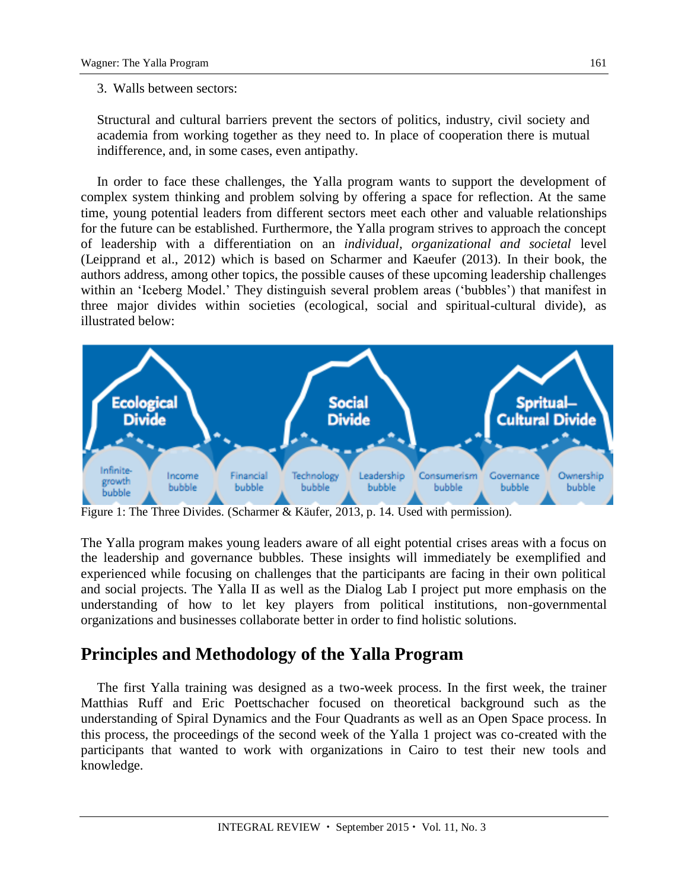3. Walls between sectors:

Structural and cultural barriers prevent the sectors of politics, industry, civil society and academia from working together as they need to. In place of cooperation there is mutual indifference, and, in some cases, even antipathy.

In order to face these challenges, the Yalla program wants to support the development of complex system thinking and problem solving by offering a space for reflection. At the same time, young potential leaders from different sectors meet each other and valuable relationships for the future can be established. Furthermore, the Yalla program strives to approach the concept of leadership with a differentiation on an *individual, organizational and societal* level (Leipprand et al., 2012) which is based on Scharmer and Kaeufer (2013). In their book, the authors address, among other topics, the possible causes of these upcoming leadership challenges within an 'Iceberg Model.' They distinguish several problem areas ('bubbles') that manifest in three major divides within societies (ecological, social and spiritual-cultural divide), as illustrated below:

Figure 1: The Three Divides. (Scharmer & Käufer, 2013, p. 14. Used with permission).

The Yalla program makes young leaders aware of all eight potential crises areas with a focus on the leadership and governance bubbles. These insights will immediately be exemplified and experienced while focusing on challenges that the participants are facing in their own political and social projects. The Yalla II as well as the Dialog Lab I project put more emphasis on the understanding of how to let key players from political institutions, non-governmental organizations and businesses collaborate better in order to find holistic solutions.

## Principles and Methodology of the Yalla Program

The first Yalla training was designed as a two-week process. In the first week, the trainer Matthias Ruff and Eric Poettschacher focused on theoretical background such as the understanding of Spiral Dynamics and the Four Quadrants as well as an Open Space process. In this process, the proceedings of the second week of the Yalla 1 project was co-created with the participants that wanted to work with organizations in Cairo to test their new tools and knowledge.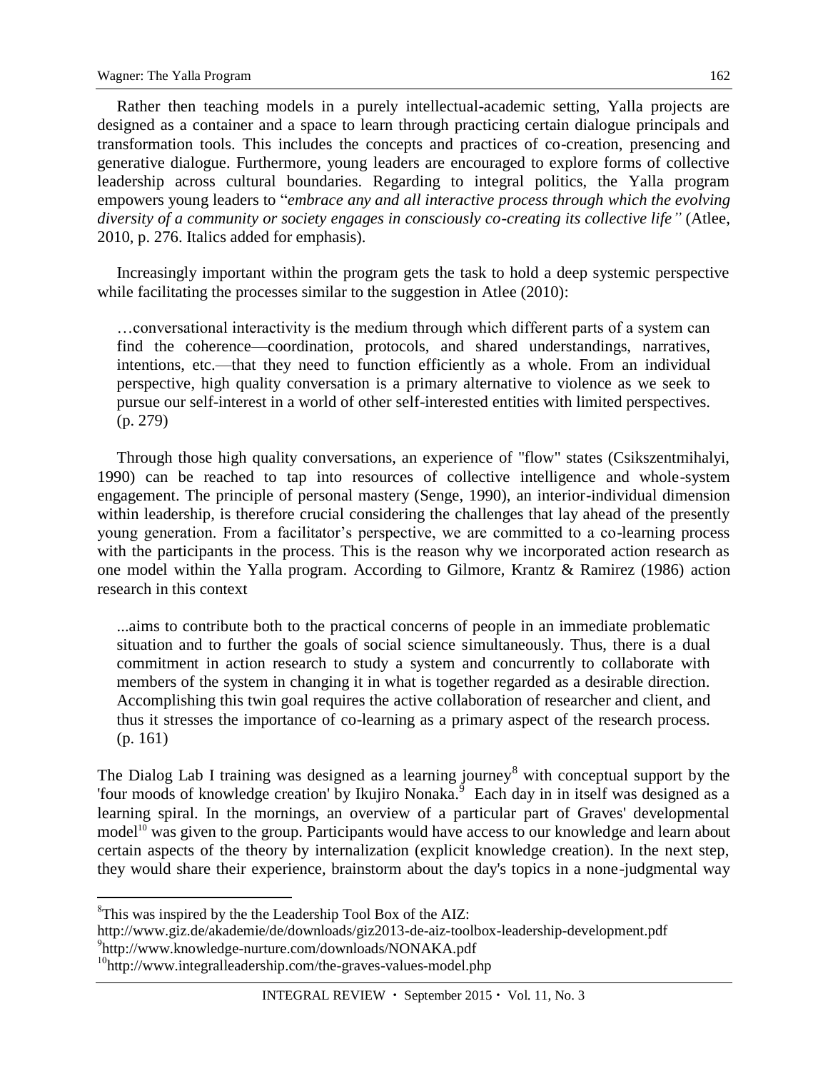Rather then teaching models in a purely intellectual-academic setting, Yalla projects are designed as a container and a space to learn through practicing certain dialogue principals and transformation tools. This includes the concepts and practices of co-creation, presencing and generative dialogue. Furthermore, young leaders are encouraged to explore forms of collective leadership across cultural boundaries. Regarding to integral politics, the Yalla program empowers young leaders to "*embrace any and all interactive process through which the evolving diversity of a community or society engages in consciously co-creating its collective life"* (Atlee, 2010, p. 276. Italics added for emphasis).

Increasingly important within the program gets the task to hold a deep systemic perspective while facilitating the processes similar to the suggestion in Atlee (2010):

> …conversational interactivity is the medium through which different parts of a system can find the coherence—coordination, protocols, and shared understandings, narratives, intentions, etc.—that they need to function efficiently as a whole. From an individual perspective, high quality conversation is a primary alternative to violence as we seek to pursue our self-interest in a world of other self-interested entities with limited perspectives. (p. 279)

Through those high quality conversations, an experience of "flow" states (Csikszentmihalyi, 1990) can be reached to tap into resources of collective intelligence and whole-system engagement. The principle of personal mastery (Senge, 1990), an interior-individual dimension within leadership, is therefore crucial considering the challenges that lay ahead of the presently young generation. From a facilitator's perspective, we are committed to a co-learning process with the participants in the process. This is the reason why we incorporated action research as one model within the Yalla program. According to Gilmore, Krantz & Ramirez (1986) action research in this context

> ...aims to contribute both to the practical concerns of people in an immediate problematic situation and to further the goals of social science simultaneously. Thus, there is a dual commitment in action research to study a system and concurrently to collaborate with members of the system in changing it in what is together regarded as a desirable direction. Accomplishing this twin goal requires the active collaboration of researcher and client, and thus it stresses the importance of co-learning as a primary aspect of the research process. (p. 161)

The Dialog Lab I training was designed as a learning journey[8] with conceptual support by the 'four moods of knowledge creation' by Ikujiro Nonaka.[9] Each day in in itself was designed as a learning spiral. In the mornings, an overview of a particular part of Graves' developmental model[10] was given to the group. Participants would have access to our knowledge and learn about certain aspects of the theory by internalization (explicit knowledge creation). In the next step, they would share their experience, brainstorm about the day's topics in a none-judgmental way

---

[8] This was inspired by the the Leadership Tool Box of the AIZ: http://www.giz.de/akademie/de/downloads/giz2013-de-aiz-toolbox-leadership-development.pdf

[9] http://www.knowledge-nurture.com/downloads/NONAKA.pdf

[10] http://www.integralleadership.com/the-graves-values-model.php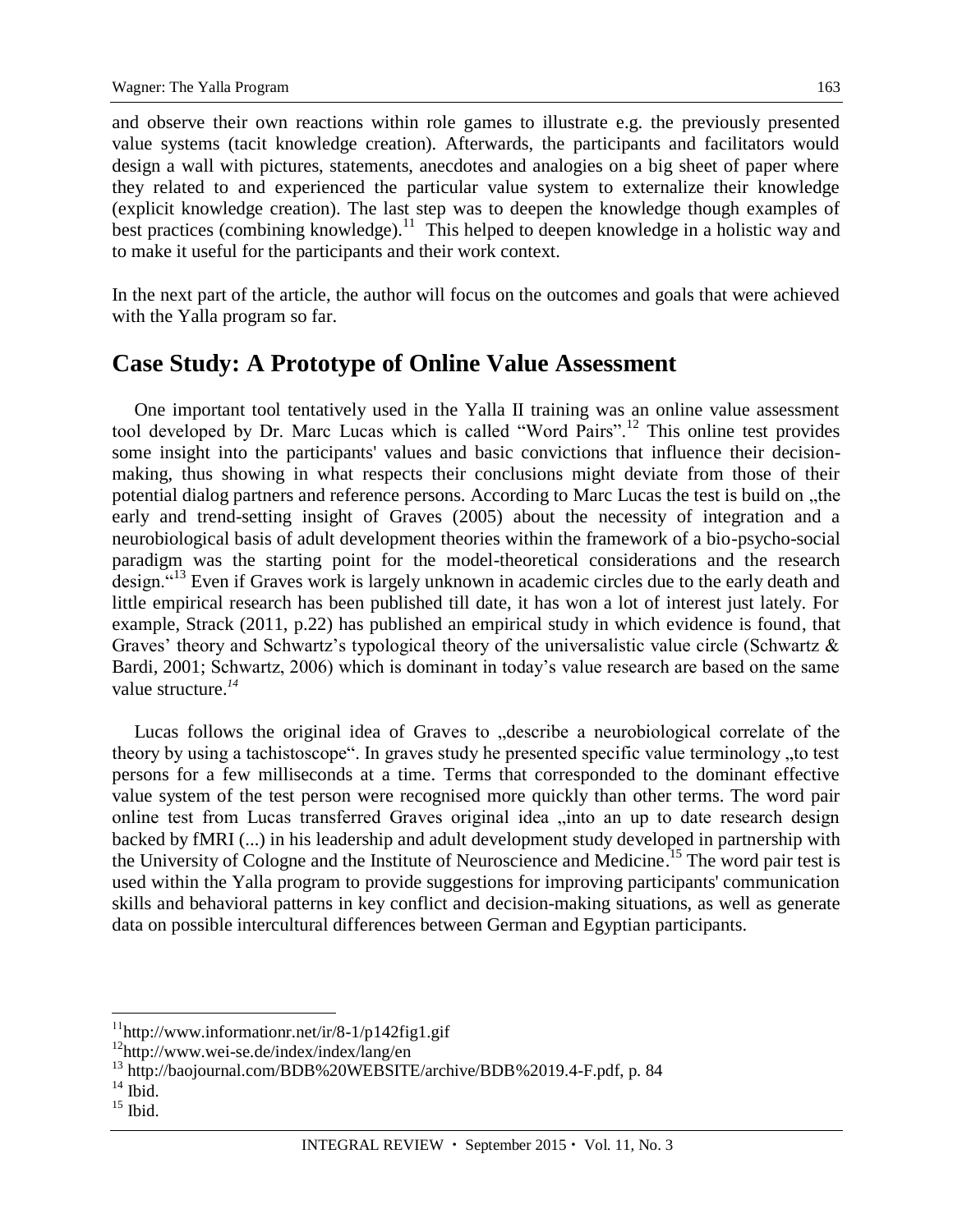and observe their own reactions within role games to illustrate e.g. the previously presented value systems (tacit knowledge creation). Afterwards, the participants and facilitators would design a wall with pictures, statements, anecdotes and analogies on a big sheet of paper where they related to and experienced the particular value system to externalize their knowledge (explicit knowledge creation). The last step was to deepen the knowledge though examples of best practices (combining knowledge).[11] This helped to deepen knowledge in a holistic way and to make it useful for the participants and their work context.

In the next part of the article, the author will focus on the outcomes and goals that were achieved with the Yalla program so far.

## Case Study: A Prototype of Online Value Assessment

One important tool tentatively used in the Yalla II training was an online value assessment tool developed by Dr. Marc Lucas which is called "Word Pairs".[12] This online test provides some insight into the participants' values and basic convictions that influence their decision-making, thus showing in what respects their conclusions might deviate from those of their potential dialog partners and reference persons. According to Marc Lucas the test is build on „the early and trend-setting insight of Graves (2005) about the necessity of integration and a neurobiological basis of adult development theories within the framework of a bio-psycho-social paradigm was the starting point for the model-theoretical considerations and the research design."[13] Even if Graves work is largely unknown in academic circles due to the early death and little empirical research has been published till date, it has won a lot of interest just lately. For example, Strack (2011, p.22) has published an empirical study in which evidence is found, that Graves' theory and Schwartz's typological theory of the universalistic value circle (Schwartz & Bardi, 2001; Schwartz, 2006) which is dominant in today's value research are based on the same value structure.[14]

Lucas follows the original idea of Graves to „describe a neurobiological correlate of the theory by using a tachistoscope". In graves study he presented specific value terminology „to test persons for a few milliseconds at a time. Terms that corresponded to the dominant effective value system of the test person were recognised more quickly than other terms. The word pair online test from Lucas transferred Graves original idea „into an up to date research design backed by fMRI (...) in his leadership and adult development study developed in partnership with the University of Cologne and the Institute of Neuroscience and Medicine.[15] The word pair test is used within the Yalla program to provide suggestions for improving participants' communication skills and behavioral patterns in key conflict and decision-making situations, as well as generate data on possible intercultural differences between German and Egyptian participants.

---

[11] http://www.informationr.net/ir/8-1/p142fig1.gif

[12] http://www.wei-se.de/index/index/lang/en

[13] http://baojournal.com/BDB%20WEBSITE/archive/BDB%2019.4-F.pdf, p. 84

[14] Ibid.

[15] Ibid.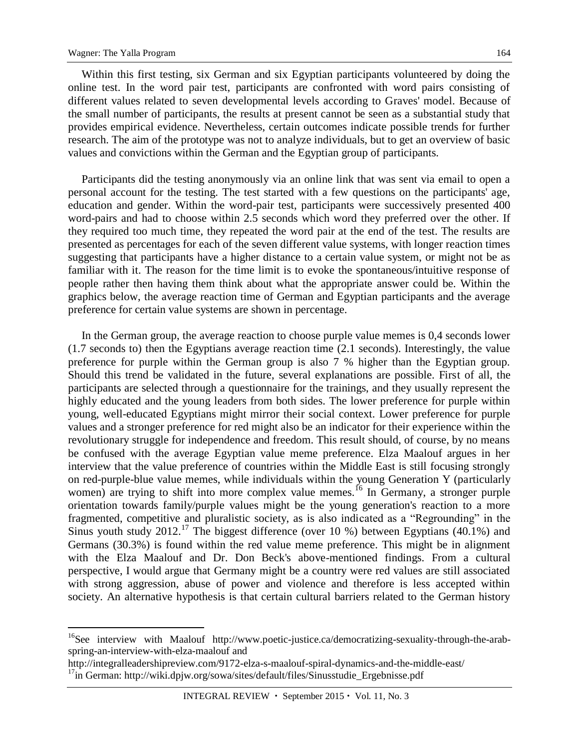Within this first testing, six German and six Egyptian participants volunteered by doing the online test. In the word pair test, participants are confronted with word pairs consisting of different values related to seven developmental levels according to Graves' model. Because of the small number of participants, the results at present cannot be seen as a substantial study that provides empirical evidence. Nevertheless, certain outcomes indicate possible trends for further research. The aim of the prototype was not to analyze individuals, but to get an overview of basic values and convictions within the German and the Egyptian group of participants.

Participants did the testing anonymously via an online link that was sent via email to open a personal account for the testing. The test started with a few questions on the participants' age, education and gender. Within the word-pair test, participants were successively presented 400 word-pairs and had to choose within 2.5 seconds which word they preferred over the other. If they required too much time, they repeated the word pair at the end of the test. The results are presented as percentages for each of the seven different value systems, with longer reaction times suggesting that participants have a higher distance to a certain value system, or might not be as familiar with it. The reason for the time limit is to evoke the spontaneous/intuitive response of people rather then having them think about what the appropriate answer could be. Within the graphics below, the average reaction time of German and Egyptian participants and the average preference for certain value systems are shown in percentage.

In the German group, the average reaction to choose purple value memes is 0,4 seconds lower (1.7 seconds to) then the Egyptians average reaction time (2.1 seconds). Interestingly, the value preference for purple within the German group is also 7 % higher than the Egyptian group. Should this trend be validated in the future, several explanations are possible. First of all, the participants are selected through a questionnaire for the trainings, and they usually represent the highly educated and the young leaders from both sides. The lower preference for purple within young, well-educated Egyptians might mirror their social context. Lower preference for purple values and a stronger preference for red might also be an indicator for their experience within the revolutionary struggle for independence and freedom. This result should, of course, by no means be confused with the average Egyptian value meme preference. Elza Maalouf argues in her interview that the value preference of countries within the Middle East is still focusing strongly on red-purple-blue value memes, while individuals within the young Generation Y (particularly women) are trying to shift into more complex value memes.[16] In Germany, a stronger purple orientation towards family/purple values might be the young generation's reaction to a more fragmented, competitive and pluralistic society, as is also indicated as a "Regrounding" in the Sinus youth study 2012.[17] The biggest difference (over 10 %) between Egyptians (40.1%) and Germans (30.3%) is found within the red value meme preference. This might be in alignment with the Elza Maalouf and Dr. Don Beck's above-mentioned findings. From a cultural perspective, I would argue that Germany might be a country were red values are still associated with strong aggression, abuse of power and violence and therefore is less accepted within society. An alternative hypothesis is that certain cultural barriers related to the German history

---

[16] See interview with Maalouf http://www.poetic-justice.ca/democratizing-sexuality-through-the-arab-spring-an-interview-with-elza-maalouf and http://integralleadershipreview.com/9172-elza-s-maalouf-spiral-dynamics-and-the-middle-east/

[17] in German: http://wiki.dpjw.org/sowa/sites/default/files/Sinusstudie_Ergebnisse.pdf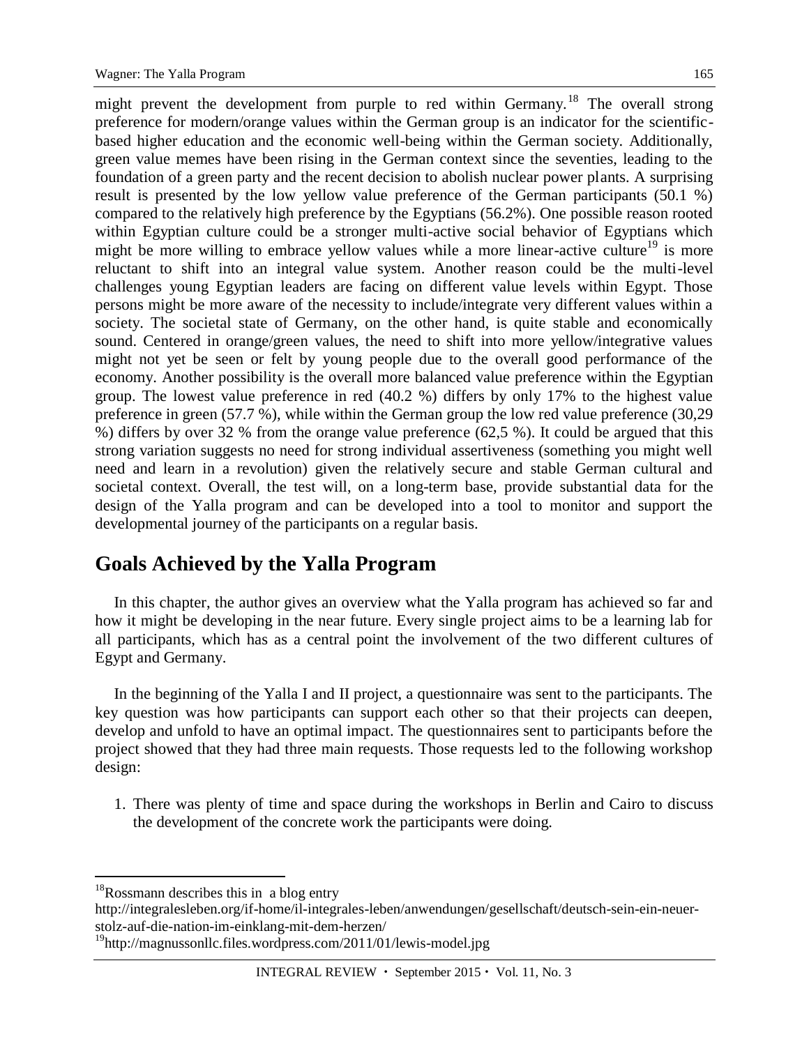might prevent the development from purple to red within Germany.[18] The overall strong preference for modern/orange values within the German group is an indicator for the scientific-based higher education and the economic well-being within the German society. Additionally, green value memes have been rising in the German context since the seventies, leading to the foundation of a green party and the recent decision to abolish nuclear power plants. A surprising result is presented by the low yellow value preference of the German participants (50.1 %) compared to the relatively high preference by the Egyptians (56.2%). One possible reason rooted within Egyptian culture could be a stronger multi-active social behavior of Egyptians which might be more willing to embrace yellow values while a more linear-active culture[19] is more reluctant to shift into an integral value system. Another reason could be the multi-level challenges young Egyptian leaders are facing on different value levels within Egypt. Those persons might be more aware of the necessity to include/integrate very different values within a society. The societal state of Germany, on the other hand, is quite stable and economically sound. Centered in orange/green values, the need to shift into more yellow/integrative values might not yet be seen or felt by young people due to the overall good performance of the economy. Another possibility is the overall more balanced value preference within the Egyptian group. The lowest value preference in red (40.2 %) differs by only 17% to the highest value preference in green (57.7 %), while within the German group the low red value preference (30,29 %) differs by over 32 % from the orange value preference (62,5 %). It could be argued that this strong variation suggests no need for strong individual assertiveness (something you might well need and learn in a revolution) given the relatively secure and stable German cultural and societal context. Overall, the test will, on a long-term base, provide substantial data for the design of the Yalla program and can be developed into a tool to monitor and support the developmental journey of the participants on a regular basis.

## Goals Achieved by the Yalla Program

In this chapter, the author gives an overview what the Yalla program has achieved so far and how it might be developing in the near future. Every single project aims to be a learning lab for all participants, which has as a central point the involvement of the two different cultures of Egypt and Germany.

In the beginning of the Yalla I and II project, a questionnaire was sent to the participants. The key question was how participants can support each other so that their projects can deepen, develop and unfold to have an optimal impact. The questionnaires sent to participants before the project showed that they had three main requests. Those requests led to the following workshop design:

1. There was plenty of time and space during the workshops in Berlin and Cairo to discuss the development of the concrete work the participants were doing.

---

[18] Rossmann describes this in a blog entry http://integralesleben.org/if-home/il-integrales-leben/anwendungen/gesellschaft/deutsch-sein-ein-neuer-stolz-auf-die-nation-im-einklang-mit-dem-herzen/

[19] http://magnussonllc.files.wordpress.com/2011/01/lewis-model.jpg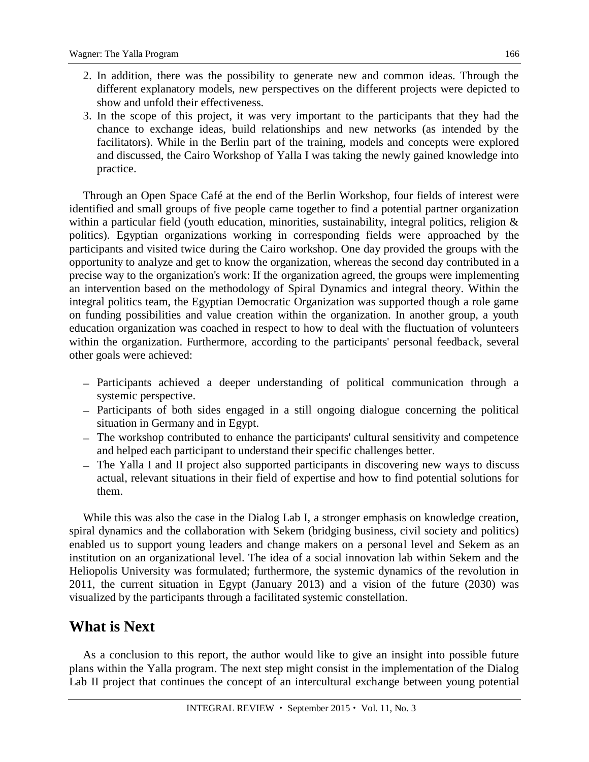2. In addition, there was the possibility to generate new and common ideas. Through the different explanatory models, new perspectives on the different projects were depicted to show and unfold their effectiveness.
3. In the scope of this project, it was very important to the participants that they had the chance to exchange ideas, build relationships and new networks (as intended by the facilitators). While in the Berlin part of the training, models and concepts were explored and discussed, the Cairo Workshop of Yalla I was taking the newly gained knowledge into practice.

Through an Open Space Café at the end of the Berlin Workshop, four fields of interest were identified and small groups of five people came together to find a potential partner organization within a particular field (youth education, minorities, sustainability, integral politics, religion & politics). Egyptian organizations working in corresponding fields were approached by the participants and visited twice during the Cairo workshop. One day provided the groups with the opportunity to analyze and get to know the organization, whereas the second day contributed in a precise way to the organization's work: If the organization agreed, the groups were implementing an intervention based on the methodology of Spiral Dynamics and integral theory. Within the integral politics team, the Egyptian Democratic Organization was supported though a role game on funding possibilities and value creation within the organization. In another group, a youth education organization was coached in respect to how to deal with the fluctuation of volunteers within the organization. Furthermore, according to the participants' personal feedback, several other goals were achieved:

- Participants achieved a deeper understanding of political communication through a systemic perspective.
- Participants of both sides engaged in a still ongoing dialogue concerning the political situation in Germany and in Egypt.
- The workshop contributed to enhance the participants' cultural sensitivity and competence and helped each participant to understand their specific challenges better.
- The Yalla I and II project also supported participants in discovering new ways to discuss actual, relevant situations in their field of expertise and how to find potential solutions for them.

While this was also the case in the Dialog Lab I, a stronger emphasis on knowledge creation, spiral dynamics and the collaboration with Sekem (bridging business, civil society and politics) enabled us to support young leaders and change makers on a personal level and Sekem as an institution on an organizational level. The idea of a social innovation lab within Sekem and the Heliopolis University was formulated; furthermore, the systemic dynamics of the revolution in 2011, the current situation in Egypt (January 2013) and a vision of the future (2030) was visualized by the participants through a facilitated systemic constellation.

## What is Next

As a conclusion to this report, the author would like to give an insight into possible future plans within the Yalla program. The next step might consist in the implementation of the Dialog Lab II project that continues the concept of an intercultural exchange between young potential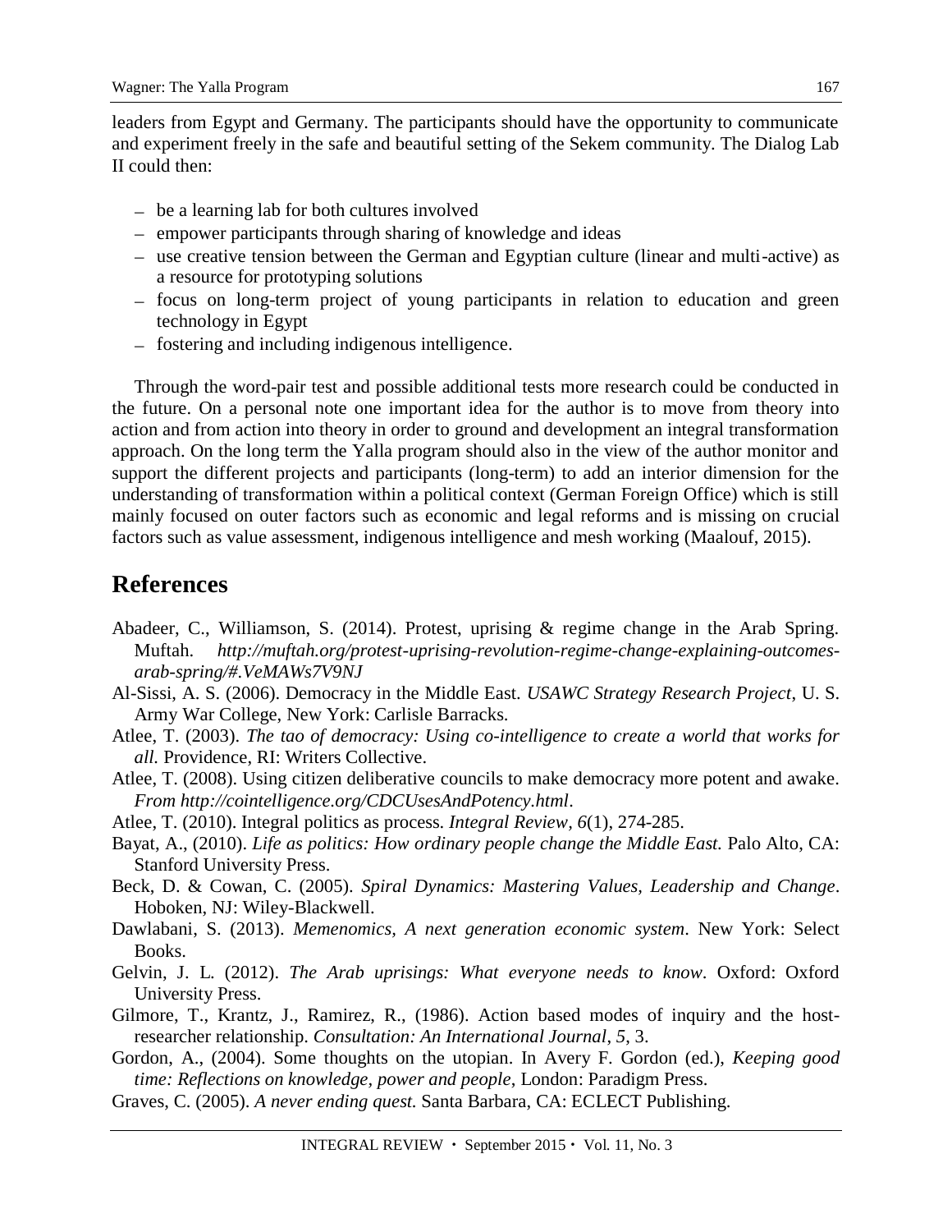leaders from Egypt and Germany. The participants should have the opportunity to communicate and experiment freely in the safe and beautiful setting of the Sekem community. The Dialog Lab II could then:

- be a learning lab for both cultures involved
- empower participants through sharing of knowledge and ideas
- use creative tension between the German and Egyptian culture (linear and multi-active) as a resource for prototyping solutions
- focus on long-term project of young participants in relation to education and green technology in Egypt
- fostering and including indigenous intelligence.

Through the word-pair test and possible additional tests more research could be conducted in the future. On a personal note one important idea for the author is to move from theory into action and from action into theory in order to ground and development an integral transformation approach. On the long term the Yalla program should also in the view of the author monitor and support the different projects and participants (long-term) to add an interior dimension for the understanding of transformation within a political context (German Foreign Office) which is still mainly focused on outer factors such as economic and legal reforms and is missing on crucial factors such as value assessment, indigenous intelligence and mesh working (Maalouf, 2015).

## References

Abadeer, C., Williamson, S. (2014). Protest, uprising & regime change in the Arab Spring. Muftah. *http://muftah.org/protest-uprising-revolution-regime-change-explaining-outcomes-arab-spring/#.VeMAWs7V9NJ*

Al-Sissi, A. S. (2006). Democracy in the Middle East. *USAWC Strategy Research Project*, U. S. Army War College, New York: Carlisle Barracks.

Atlee, T. (2003). *The tao of democracy: Using co-intelligence to create a world that works for all.* Providence, RI: Writers Collective.

Atlee, T. (2008). Using citizen deliberative councils to make democracy more potent and awake. *From http://cointelligence.org/CDCUsesAndPotency.html*.

Atlee, T. (2010). Integral politics as process. *Integral Review, 6*(1), 274-285.

Bayat, A., (2010). *Life as politics: How ordinary people change the Middle East.* Palo Alto, CA: Stanford University Press.

Beck, D. & Cowan, C. (2005). *Spiral Dynamics: Mastering Values, Leadership and Change*. Hoboken, NJ: Wiley-Blackwell.

Dawlabani, S. (2013). *Memenomics, A next generation economic system*. New York: Select Books.

Gelvin, J. L. (2012). *The Arab uprisings: What everyone needs to know*. Oxford: Oxford University Press.

Gilmore, T., Krantz, J., Ramirez, R., (1986). Action based modes of inquiry and the host-researcher relationship. *Consultation: An International Journal, 5*, 3.

Gordon, A., (2004). Some thoughts on the utopian. In Avery F. Gordon (ed.), *Keeping good time: Reflections on knowledge, power and people*, London: Paradigm Press.

Graves, C. (2005). *A never ending quest.* Santa Barbara, CA: ECLECT Publishing.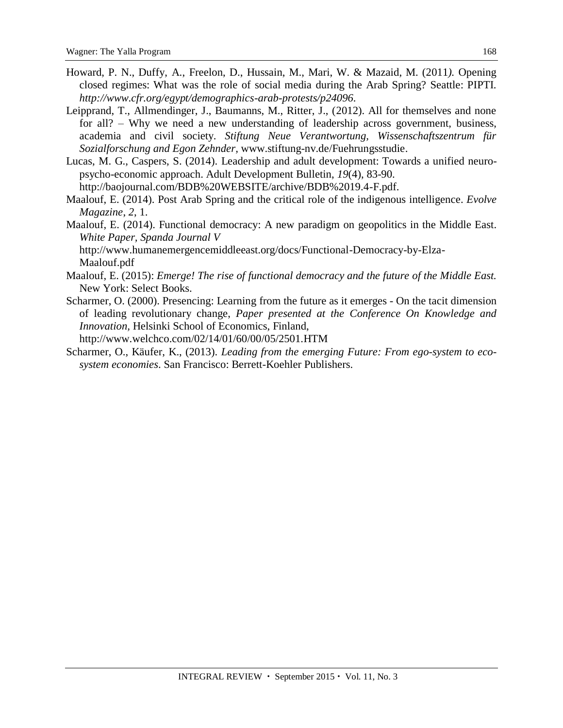Howard, P. N., Duffy, A., Freelon, D., Hussain, M., Mari, W. & Mazaid, M. (2011*).* Opening closed regimes: What was the role of social media during the Arab Spring? Seattle: PIPTI. *http://www.cfr.org/egypt/demographics-arab-protests/p24096.*

Leipprand, T., Allmendinger, J., Baumanns, M., Ritter, J., (2012). All for themselves and none for all? – Why we need a new understanding of leadership across government, business, academia and civil society. *Stiftung Neue Verantwortung, Wissenschaftszentrum für Sozialforschung and Egon Zehnder,* www.stiftung-nv.de/Fuehrungsstudie.

Lucas, M. G., Caspers, S. (2014). Leadership and adult development: Towards a unified neuro-psycho-economic approach. Adult Development Bulletin, *19*(4), 83-90. http://baojournal.com/BDB%20WEBSITE/archive/BDB%2019.4-F.pdf.

Maalouf, E. (2014). Post Arab Spring and the critical role of the indigenous intelligence. *Evolve Magazine*, *2*, 1.

Maalouf, E. (2014). Functional democracy: A new paradigm on geopolitics in the Middle East. *White Paper, Spanda Journal V* http://www.humanemergencemiddleeast.org/docs/Functional-Democracy-by-Elza-Maalouf.pdf

Maalouf, E. (2015): *Emerge! The rise of functional democracy and the future of the Middle East.* New York: Select Books.

Scharmer, O. (2000). Presencing: Learning from the future as it emerges - On the tacit dimension of leading revolutionary change, *Paper presented at the Conference On Knowledge and Innovation*, Helsinki School of Economics, Finland, http://www.welchco.com/02/14/01/60/00/05/2501.HTM

Scharmer, O., Käufer, K., (2013). *Leading from the emerging Future: From ego-system to eco-system economies*. San Francisco: Berrett-Koehler Publishers.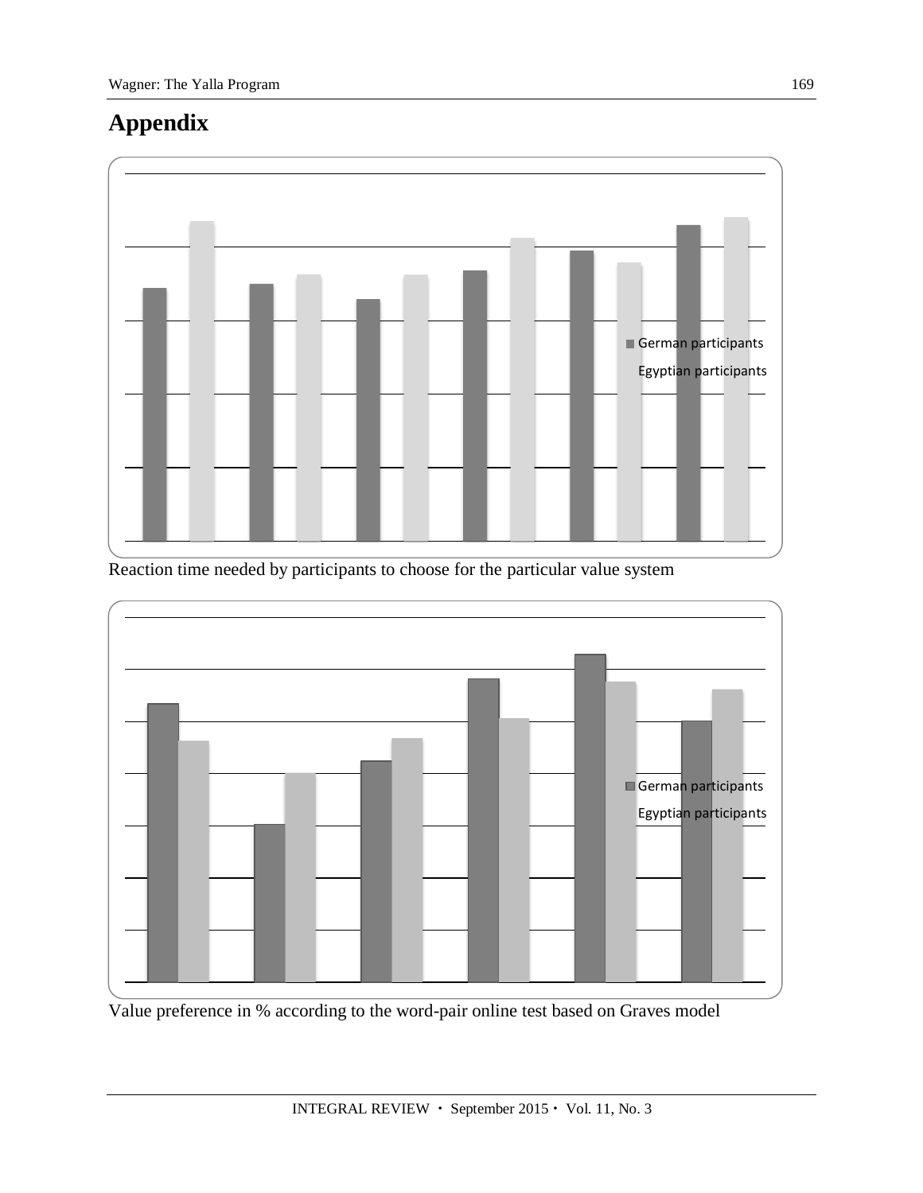## Appendix

Reaction time needed by participants to choose for the particular value system

Value preference in % according to the word-pair online test based on Graves model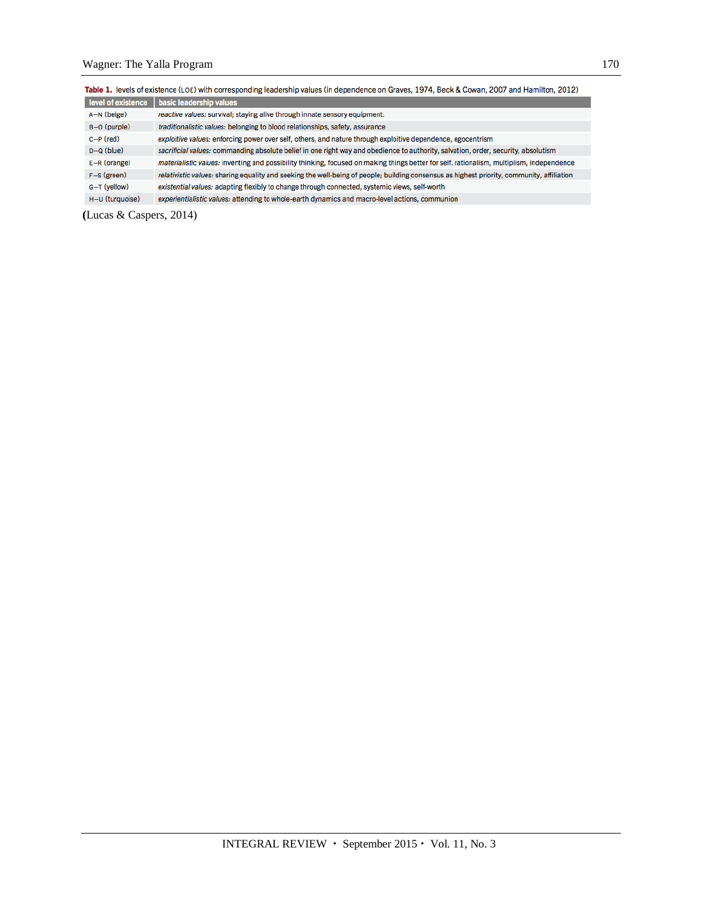**Table 1.** levels of existence (LOE) with corresponding leadership values (in dependence on Graves, 1974, Beck & Cowan, 2007 and Hamilton, 2012)

| level of existence | basic leadership values |
|---|---|
| A–N (beige) | *reactive values:* survival; staying alive through innate sensory equipment. |
| B–O (purple) | *traditionalistic values:* belonging to blood relationships, safety, assurance |
| C–P (red) | *exploitive values:* enforcing power over self, others, and nature through exploitive dependence, egocentrism |
| D–Q (blue) | *sacrificial values:* commanding absolute belief in one right way and obedience to authority, salvation, order, security, absolutism |
| E–R (orange) | *materialistic values:* inventing and possibility thinking, focused on making things better for self. rationalism, multiplism, independence |
| F–S (green) | *relativistic values:* sharing equality and seeking the well-being of people; building consensus as highest priority, community, affiliation |
| G–T (yellow) | *existential values:* adapting flexibly to change through connected, systemic views, self-worth |
| H–U (turquoise) | *experientialistic values:* attending to whole-earth dynamics and macro-level actions, communion |

(Lucas & Caspers, 2014)